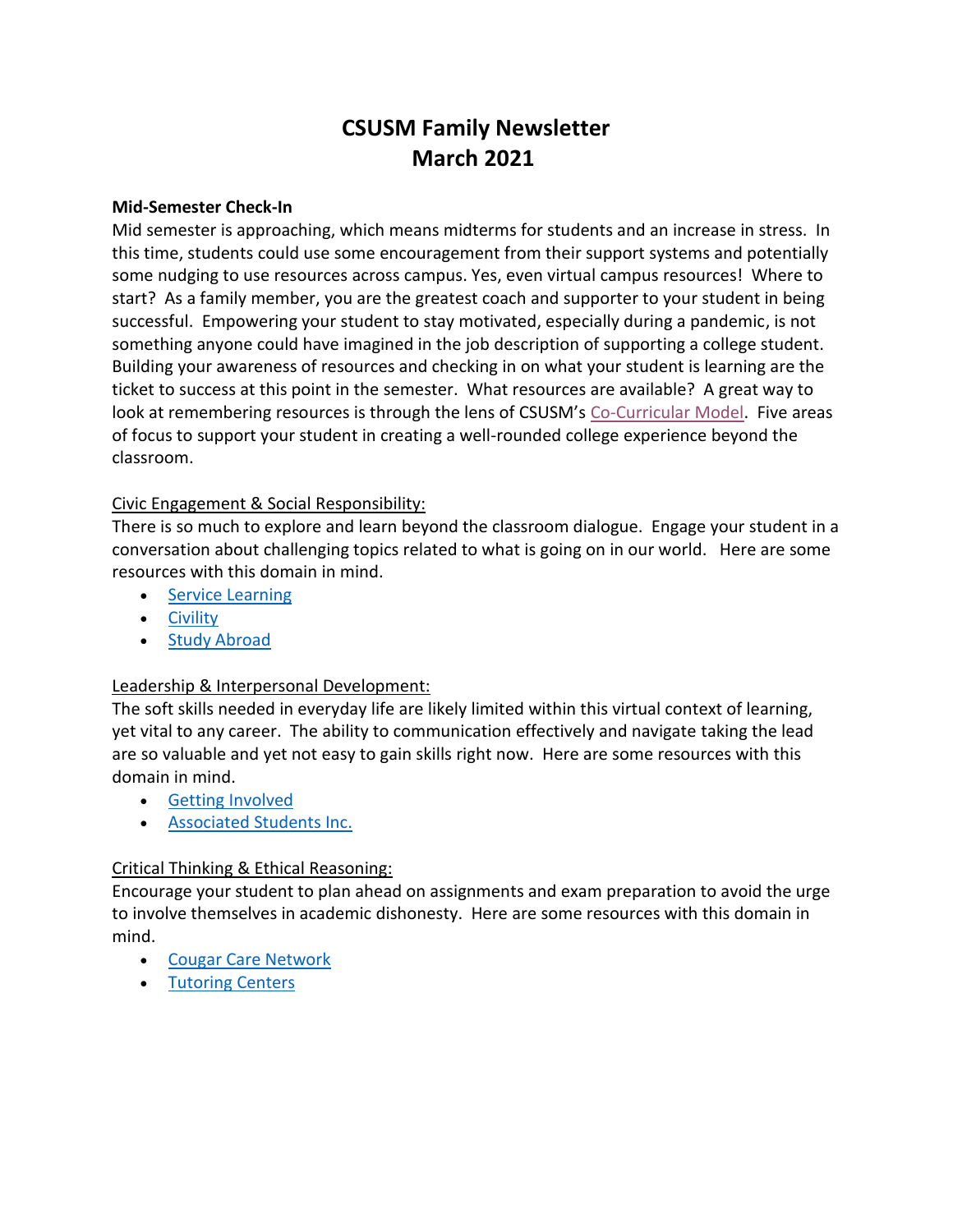# CSUSM Family Newsletter
# March 2021

**Mid-Semester Check-In**

Mid semester is approaching, which means midterms for students and an increase in stress. In this time, students could use some encouragement from their support systems and potentially some nudging to use resources across campus. Yes, even virtual campus resources! Where to start? As a family member, you are the greatest coach and supporter to your student in being successful. Empowering your student to stay motivated, especially during a pandemic, is not something anyone could have imagined in the job description of supporting a college student. Building your awareness of resources and checking in on what your student is learning are the ticket to success at this point in the semester. What resources are available? A great way to look at remembering resources is through the lens of CSUSM's Co-Curricular Model. Five areas of focus to support your student in creating a well-rounded college experience beyond the classroom.

Civic Engagement & Social Responsibility:

There is so much to explore and learn beyond the classroom dialogue. Engage your student in a conversation about challenging topics related to what is going on in our world. Here are some resources with this domain in mind.

- Service Learning
- Civility
- Study Abroad

Leadership & Interpersonal Development:

The soft skills needed in everyday life are likely limited within this virtual context of learning, yet vital to any career. The ability to communication effectively and navigate taking the lead are so valuable and yet not easy to gain skills right now. Here are some resources with this domain in mind.

- Getting Involved
- Associated Students Inc.

Critical Thinking & Ethical Reasoning:

Encourage your student to plan ahead on assignments and exam preparation to avoid the urge to involve themselves in academic dishonesty. Here are some resources with this domain in mind.

- Cougar Care Network
- Tutoring Centers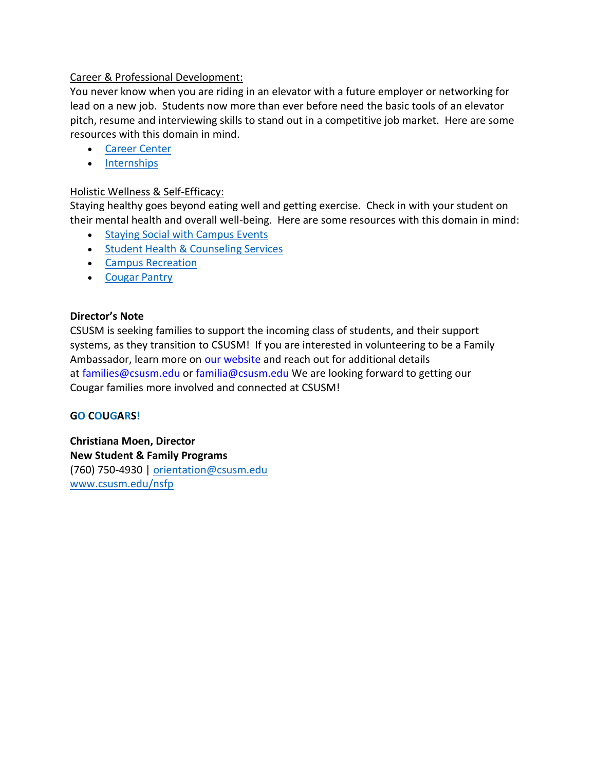<u>Career & Professional Development:</u>

You never know when you are riding in an elevator with a future employer or networking for lead on a new job. Students now more than ever before need the basic tools of an elevator pitch, resume and interviewing skills to stand out in a competitive job market. Here are some resources with this domain in mind.

- Career Center
- Internships

<u>Holistic Wellness & Self-Efficacy:</u>

Staying healthy goes beyond eating well and getting exercise. Check in with your student on their mental health and overall well-being. Here are some resources with this domain in mind:

- Staying Social with Campus Events
- Student Health & Counseling Services
- Campus Recreation
- Cougar Pantry

**Director's Note**

CSUSM is seeking families to support the incoming class of students, and their support systems, as they transition to CSUSM! If you are interested in volunteering to be a Family Ambassador, learn more on our website and reach out for additional details at families@csusm.edu or familia@csusm.edu We are looking forward to getting our Cougar families more involved and connected at CSUSM!

**GO COUGARS!**

**Christiana Moen, Director**
**New Student & Family Programs**
(760) 750-4930 | orientation@csusm.edu
www.csusm.edu/nsfp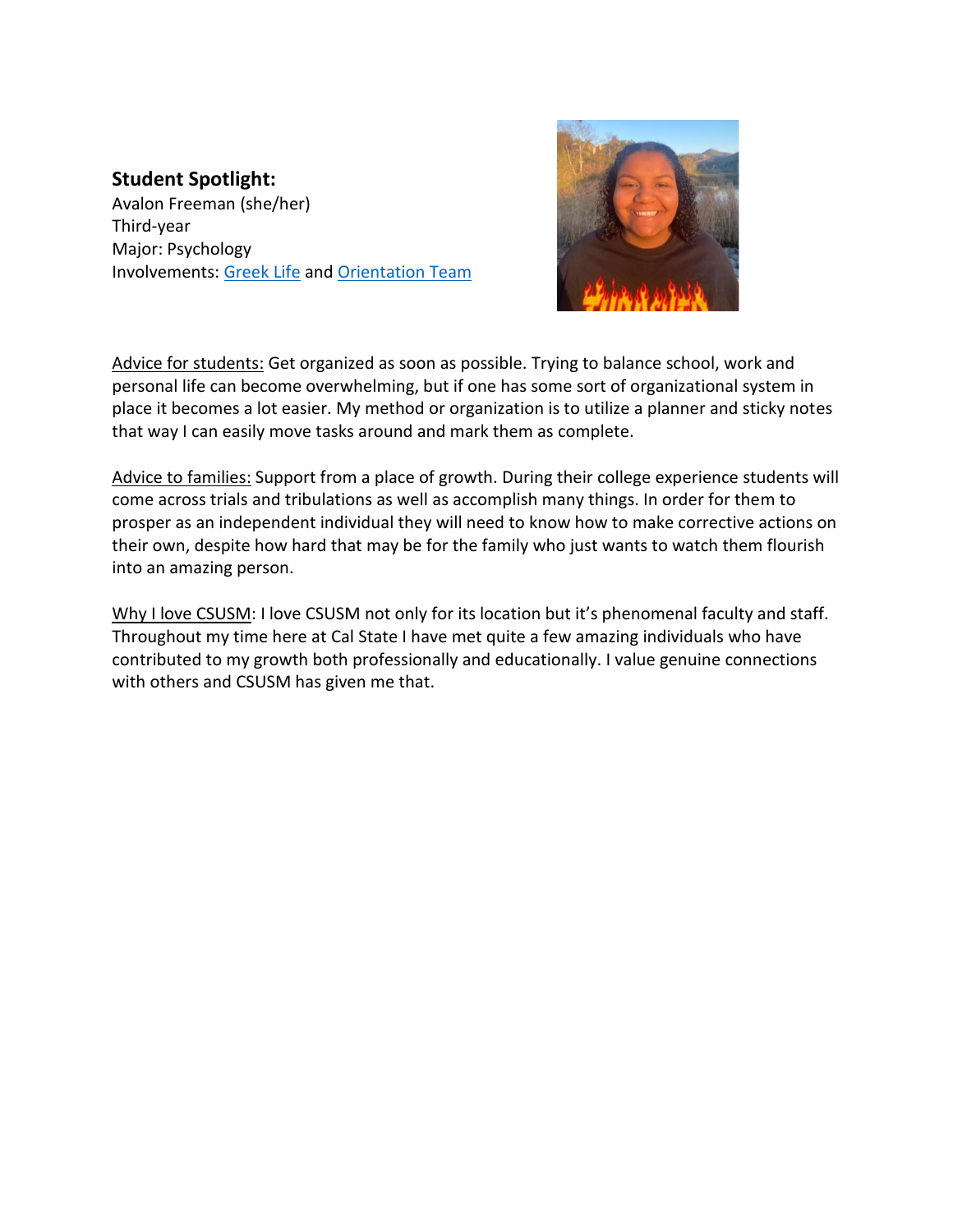**Student Spotlight:**
Avalon Freeman (she/her)
Third-year
Major: Psychology
Involvements: Greek Life and Orientation Team

Advice for students: Get organized as soon as possible. Trying to balance school, work and personal life can become overwhelming, but if one has some sort of organizational system in place it becomes a lot easier. My method or organization is to utilize a planner and sticky notes that way I can easily move tasks around and mark them as complete.

Advice to families: Support from a place of growth. During their college experience students will come across trials and tribulations as well as accomplish many things. In order for them to prosper as an independent individual they will need to know how to make corrective actions on their own, despite how hard that may be for the family who just wants to watch them flourish into an amazing person.

Why I love CSUSM: I love CSUSM not only for its location but it's phenomenal faculty and staff. Throughout my time here at Cal State I have met quite a few amazing individuals who have contributed to my growth both professionally and educationally. I value genuine connections with others and CSUSM has given me that.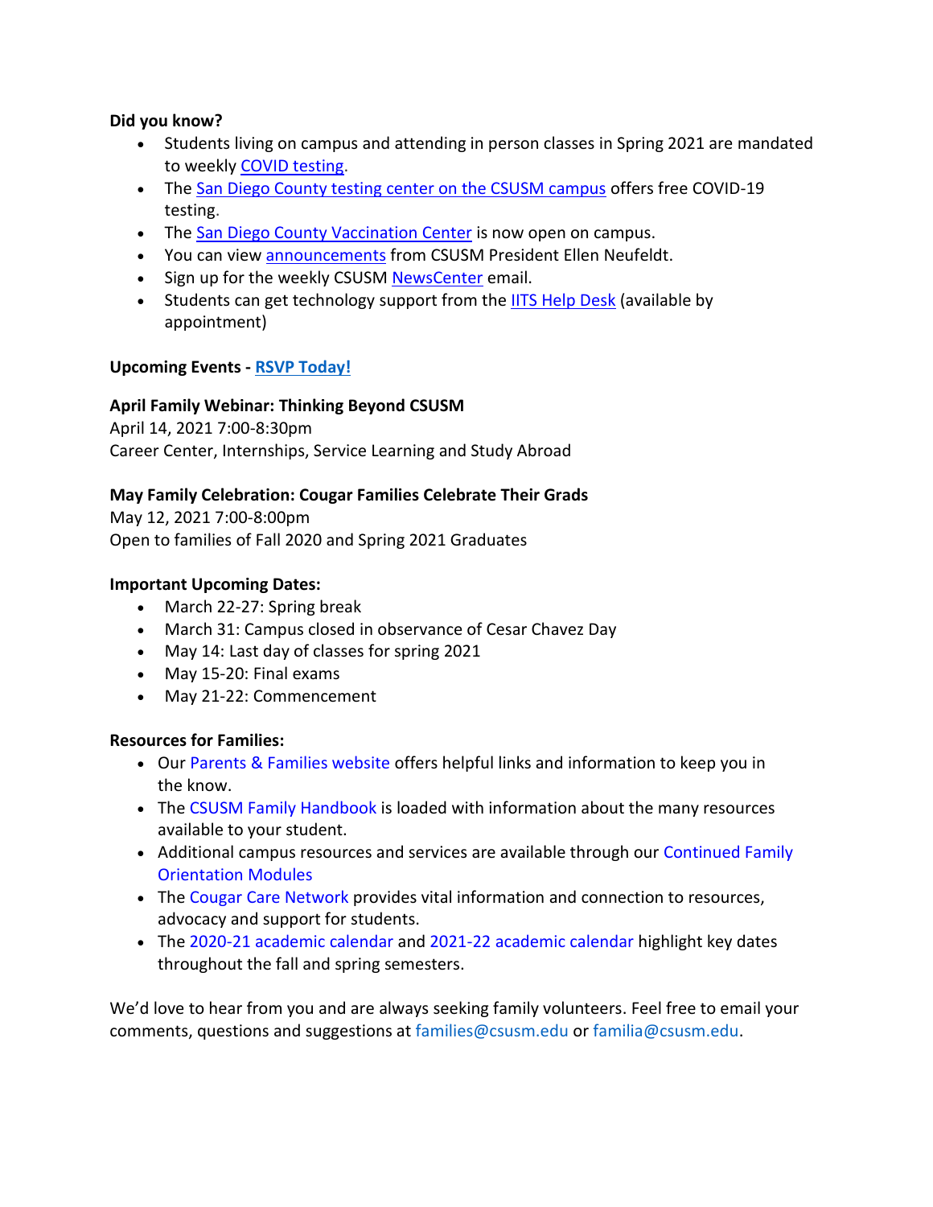**Did you know?**

- Students living on campus and attending in person classes in Spring 2021 are mandated to weekly COVID testing.
- The San Diego County testing center on the CSUSM campus offers free COVID-19 testing.
- The San Diego County Vaccination Center is now open on campus.
- You can view announcements from CSUSM President Ellen Neufeldt.
- Sign up for the weekly CSUSM NewsCenter email.
- Students can get technology support from the IITS Help Desk (available by appointment)

**Upcoming Events - RSVP Today!**

**April Family Webinar: Thinking Beyond CSUSM**
April 14, 2021 7:00-8:30pm
Career Center, Internships, Service Learning and Study Abroad

**May Family Celebration: Cougar Families Celebrate Their Grads**
May 12, 2021 7:00-8:00pm
Open to families of Fall 2020 and Spring 2021 Graduates

**Important Upcoming Dates:**

- March 22-27: Spring break
- March 31: Campus closed in observance of Cesar Chavez Day
- May 14: Last day of classes for spring 2021
- May 15-20: Final exams
- May 21-22: Commencement

**Resources for Families:**

- Our Parents & Families website offers helpful links and information to keep you in the know.
- The CSUSM Family Handbook is loaded with information about the many resources available to your student.
- Additional campus resources and services are available through our Continued Family Orientation Modules
- The Cougar Care Network provides vital information and connection to resources, advocacy and support for students.
- The 2020-21 academic calendar and 2021-22 academic calendar highlight key dates throughout the fall and spring semesters.

We'd love to hear from you and are always seeking family volunteers. Feel free to email your comments, questions and suggestions at families@csusm.edu or familia@csusm.edu.